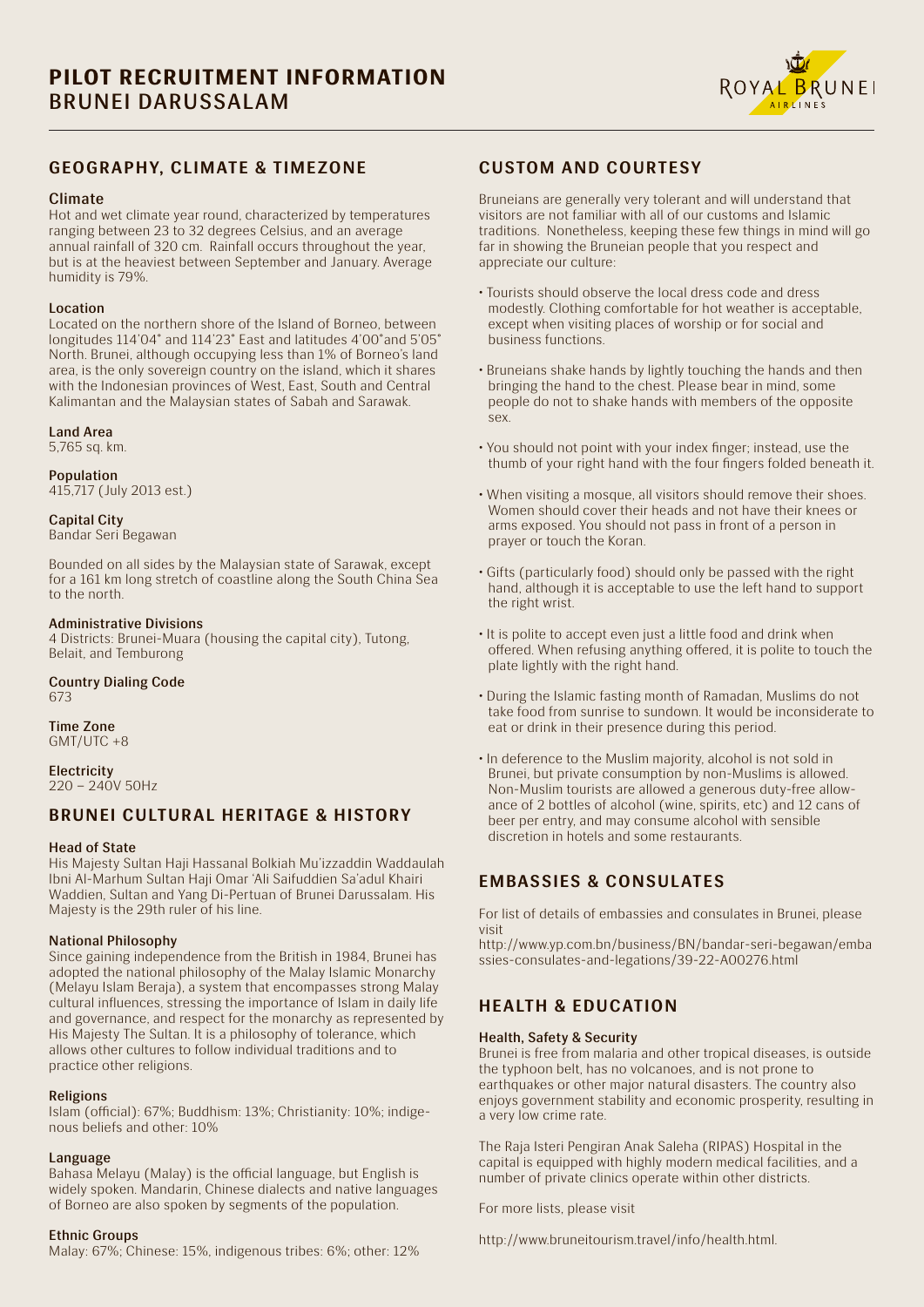# PILOT RECRUITMENT INFORMATION
## BRUNEI DARUSSALAM

## GEOGRAPHY, CLIMATE & TIMEZONE

### Climate
Hot and wet climate year round, characterized by temperatures ranging between 23 to 32 degrees Celsius, and an average annual rainfall of 320 cm. Rainfall occurs throughout the year, but is at the heaviest between September and January. Average humidity is 79%.

### Location
Located on the northern shore of the Island of Borneo, between longitudes 114'04" and 114'23" East and latitudes 4'00"and 5'05" North. Brunei, although occupying less than 1% of Borneo's land area, is the only sovereign country on the island, which it shares with the Indonesian provinces of West, East, South and Central Kalimantan and the Malaysian states of Sabah and Sarawak.

### Land Area
5,765 sq. km.

### Population
415,717 (July 2013 est.)

### Capital City
Bandar Seri Begawan

Bounded on all sides by the Malaysian state of Sarawak, except for a 161 km long stretch of coastline along the South China Sea to the north.

### Administrative Divisions
4 Districts: Brunei-Muara (housing the capital city), Tutong, Belait, and Temburong

### Country Dialing Code
673

### Time Zone
GMT/UTC +8

### Electricity
220 – 240V 50Hz

## BRUNEI CULTURAL HERITAGE & HISTORY

### Head of State
His Majesty Sultan Haji Hassanal Bolkiah Mu'izzaddin Waddaulah Ibni Al-Marhum Sultan Haji Omar 'Ali Saifuddien Sa'adul Khairi Waddien, Sultan and Yang Di-Pertuan of Brunei Darussalam. His Majesty is the 29th ruler of his line.

### National Philosophy
Since gaining independence from the British in 1984, Brunei has adopted the national philosophy of the Malay Islamic Monarchy (Melayu Islam Beraja), a system that encompasses strong Malay cultural influences, stressing the importance of Islam in daily life and governance, and respect for the monarchy as represented by His Majesty The Sultan. It is a philosophy of tolerance, which allows other cultures to follow individual traditions and to practice other religions.

### Religions
Islam (official): 67%; Buddhism: 13%; Christianity: 10%; indigenous beliefs and other: 10%

### Language
Bahasa Melayu (Malay) is the official language, but English is widely spoken. Mandarin, Chinese dialects and native languages of Borneo are also spoken by segments of the population.

### Ethnic Groups
Malay: 67%; Chinese: 15%, indigenous tribes: 6%; other: 12%

## CUSTOM AND COURTESY

Bruneians are generally very tolerant and will understand that visitors are not familiar with all of our customs and Islamic traditions. Nonetheless, keeping these few things in mind will go far in showing the Bruneian people that you respect and appreciate our culture:

- Tourists should observe the local dress code and dress modestly. Clothing comfortable for hot weather is acceptable, except when visiting places of worship or for social and business functions.
- Bruneians shake hands by lightly touching the hands and then bringing the hand to the chest. Please bear in mind, some people do not to shake hands with members of the opposite sex.
- You should not point with your index finger; instead, use the thumb of your right hand with the four fingers folded beneath it.
- When visiting a mosque, all visitors should remove their shoes. Women should cover their heads and not have their knees or arms exposed. You should not pass in front of a person in prayer or touch the Koran.
- Gifts (particularly food) should only be passed with the right hand, although it is acceptable to use the left hand to support the right wrist.
- It is polite to accept even just a little food and drink when offered. When refusing anything offered, it is polite to touch the plate lightly with the right hand.
- During the Islamic fasting month of Ramadan, Muslims do not take food from sunrise to sundown. It would be inconsiderate to eat or drink in their presence during this period.
- In deference to the Muslim majority, alcohol is not sold in Brunei, but private consumption by non-Muslims is allowed. Non-Muslim tourists are allowed a generous duty-free allowance of 2 bottles of alcohol (wine, spirits, etc) and 12 cans of beer per entry, and may consume alcohol with sensible discretion in hotels and some restaurants.

## EMBASSIES & CONSULATES

For list of details of embassies and consulates in Brunei, please visit
http://www.yp.com.bn/business/BN/bandar-seri-begawan/embassies-consulates-and-legations/39-22-A00276.html

## HEALTH & EDUCATION

### Health, Safety & Security
Brunei is free from malaria and other tropical diseases, is outside the typhoon belt, has no volcanoes, and is not prone to earthquakes or other major natural disasters. The country also enjoys government stability and economic prosperity, resulting in a very low crime rate.

The Raja Isteri Pengiran Anak Saleha (RIPAS) Hospital in the capital is equipped with highly modern medical facilities, and a number of private clinics operate within other districts.

For more lists, please visit

http://www.bruneitourism.travel/info/health.html.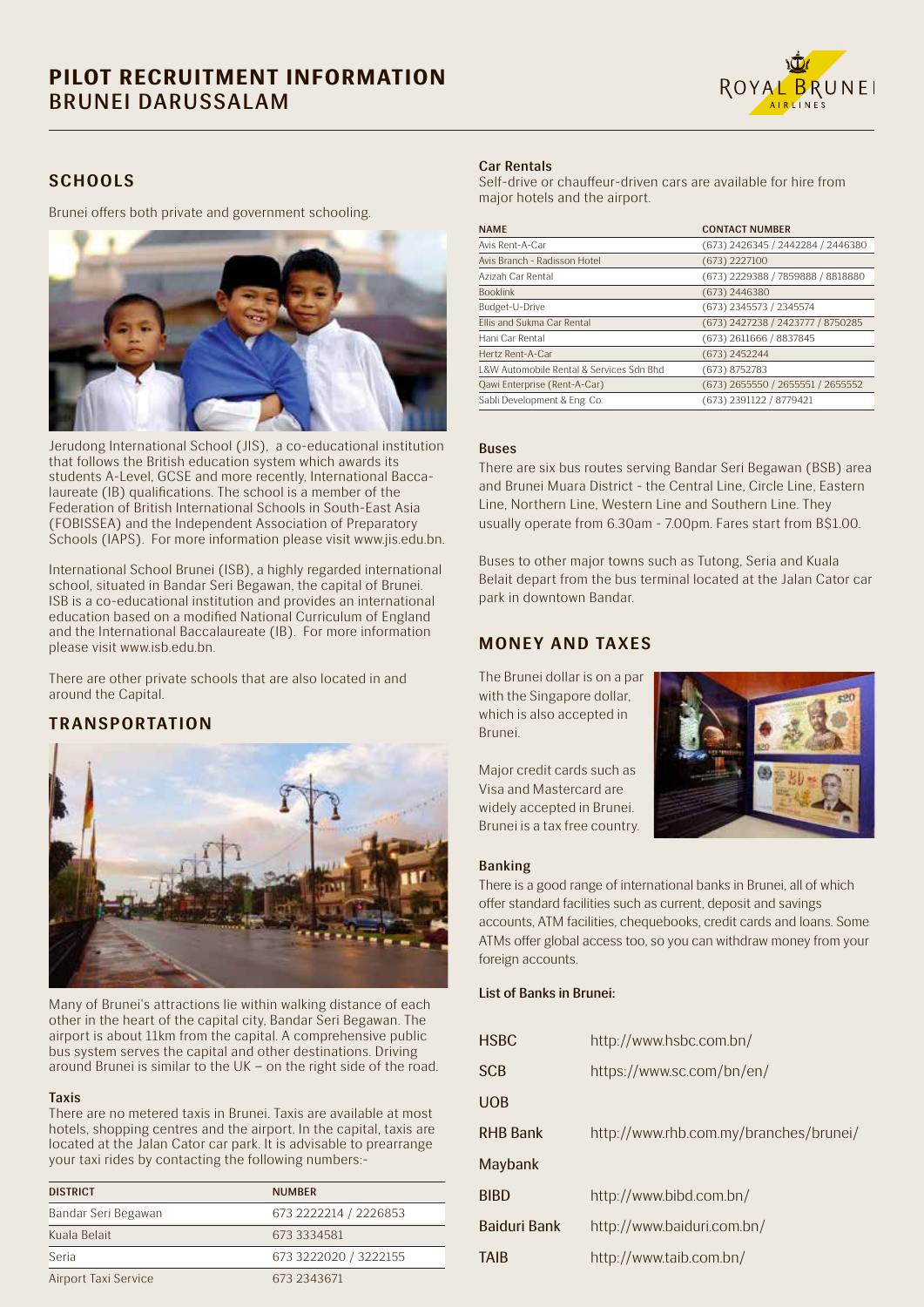## SCHOOLS

Brunei offers both private and government schooling.

Jerudong International School (JIS), a co-educational institution that follows the British education system which awards its students A-Level, GCSE and more recently, International Baccalaureate (IB) qualifications. The school is a member of the Federation of British International Schools in South-East Asia (FOBISSEA) and the Independent Association of Preparatory Schools (IAPS). For more information please visit www.jis.edu.bn.

International School Brunei (ISB), a highly regarded international school, situated in Bandar Seri Begawan, the capital of Brunei. ISB is a co-educational institution and provides an international education based on a modified National Curriculum of England and the International Baccalaureate (IB). For more information please visit www.isb.edu.bn.

There are other private schools that are also located in and around the Capital.

## TRANSPORTATION

Many of Brunei's attractions lie within walking distance of each other in the heart of the capital city, Bandar Seri Begawan. The airport is about 11km from the capital. A comprehensive public bus system serves the capital and other destinations. Driving around Brunei is similar to the UK – on the right side of the road.

### Taxis

There are no metered taxis in Brunei. Taxis are available at most hotels, shopping centres and the airport. In the capital, taxis are located at the Jalan Cator car park. It is advisable to prearrange your taxi rides by contacting the following numbers:-

| DISTRICT | NUMBER |
|---|---|
| Bandar Seri Begawan | 673 2222214 / 2226853 |
| Kuala Belait | 673 3334581 |
| Seria | 673 3222020 / 3222155 |
| Airport Taxi Service | 673 2343671 |

### Car Rentals

Self-drive or chauffeur-driven cars are available for hire from major hotels and the airport.

| NAME | CONTACT NUMBER |
|---|---|
| Avis Rent-A-Car | (673) 2426345 / 2442284 / 2446380 |
| Avis Branch - Radisson Hotel | (673) 2227100 |
| Azizah Car Rental | (673) 2229388 / 7859888 / 8818880 |
| Booklink | (673) 2446380 |
| Budget-U-Drive | (673) 2345573 / 2345574 |
| Ellis and Sukma Car Rental | (673) 2427238 / 2423777 / 8750285 |
| Hani Car Rental | (673) 2611666 / 8837845 |
| Hertz Rent-A-Car | (673) 2452244 |
| L&W Automobile Rental & Services Sdn Bhd | (673) 8752783 |
| Qawi Enterprise (Rent-A-Car) | (673) 2655550 / 2655551 / 2655552 |
| Sabli Development & Eng. Co. | (673) 2391122 / 8779421 |

### Buses

There are six bus routes serving Bandar Seri Begawan (BSB) area and Brunei Muara District - the Central Line, Circle Line, Eastern Line, Northern Line, Western Line and Southern Line. They usually operate from 6.30am - 7.00pm. Fares start from B$1.00.

Buses to other major towns such as Tutong, Seria and Kuala Belait depart from the bus terminal located at the Jalan Cator car park in downtown Bandar.

## MONEY AND TAXES

The Brunei dollar is on a par with the Singapore dollar, which is also accepted in Brunei.

Major credit cards such as Visa and Mastercard are widely accepted in Brunei. Brunei is a tax free country.

### Banking

There is a good range of international banks in Brunei, all of which offer standard facilities such as current, deposit and savings accounts, ATM facilities, chequebooks, credit cards and loans. Some ATMs offer global access too, so you can withdraw money from your foreign accounts.

**List of Banks in Brunei:**

| | |
|---|---|
| HSBC | http://www.hsbc.com.bn/ |
| SCB | https://www.sc.com/bn/en/ |
| UOB | |
| RHB Bank | http://www.rhb.com.my/branches/brunei/ |
| Maybank | |
| BIBD | http://www.bibd.com.bn/ |
| Baiduri Bank | http://www.baiduri.com.bn/ |
| TAIB | http://www.taib.com.bn/ |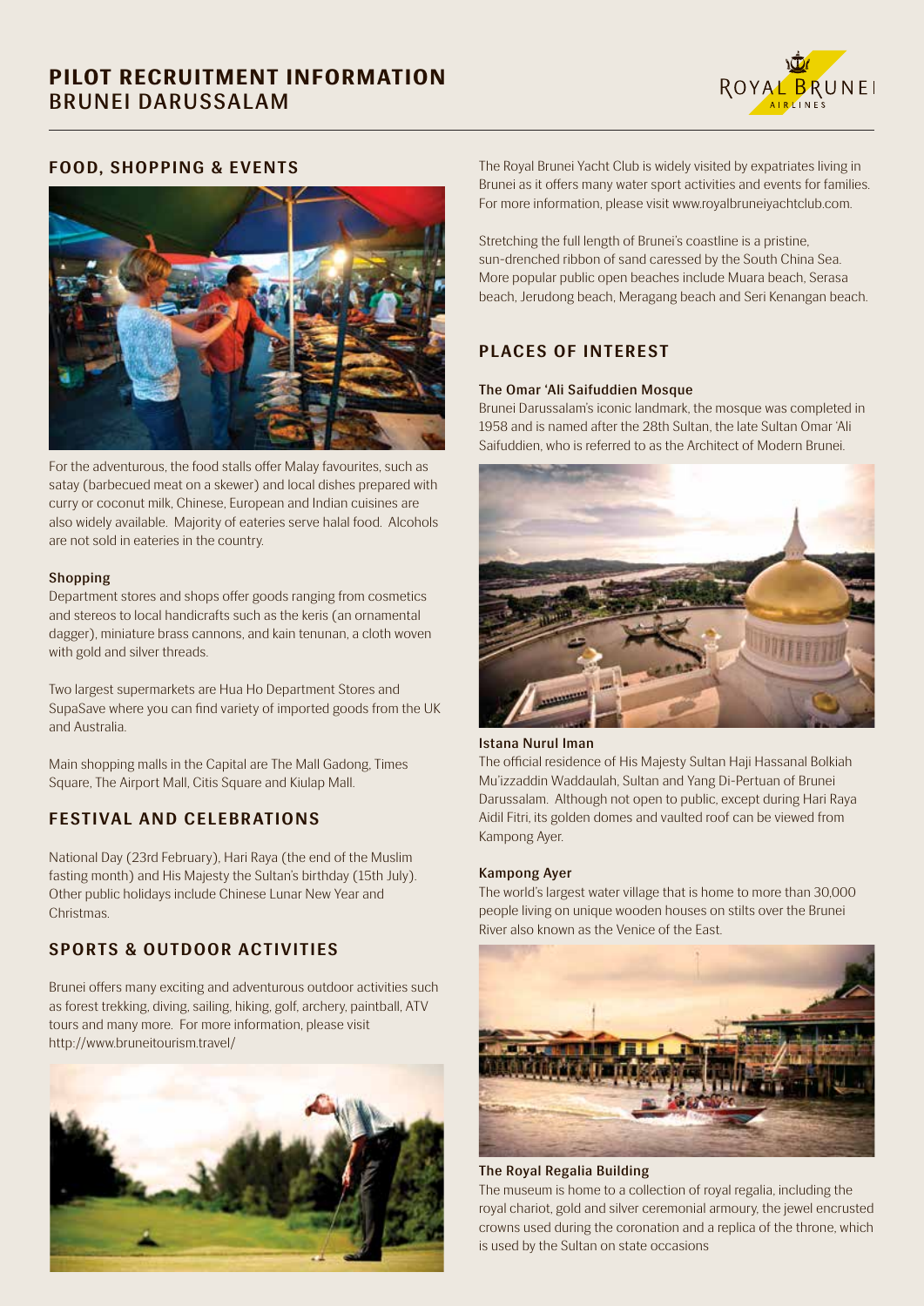# PILOT RECRUITMENT INFORMATION
## BRUNEI DARUSSALAM

## FOOD, SHOPPING & EVENTS

For the adventurous, the food stalls offer Malay favourites, such as satay (barbecued meat on a skewer) and local dishes prepared with curry or coconut milk, Chinese, European and Indian cuisines are also widely available. Majority of eateries serve halal food. Alcohols are not sold in eateries in the country.

### Shopping

Department stores and shops offer goods ranging from cosmetics and stereos to local handicrafts such as the keris (an ornamental dagger), miniature brass cannons, and kain tenunan, a cloth woven with gold and silver threads.

Two largest supermarkets are Hua Ho Department Stores and SupaSave where you can find variety of imported goods from the UK and Australia.

Main shopping malls in the Capital are The Mall Gadong, Times Square, The Airport Mall, Citis Square and Kiulap Mall.

## FESTIVAL AND CELEBRATIONS

National Day (23rd February), Hari Raya (the end of the Muslim fasting month) and His Majesty the Sultan's birthday (15th July). Other public holidays include Chinese Lunar New Year and Christmas.

## SPORTS & OUTDOOR ACTIVITIES

Brunei offers many exciting and adventurous outdoor activities such as forest trekking, diving, sailing, hiking, golf, archery, paintball, ATV tours and many more. For more information, please visit http://www.bruneitourism.travel/

The Royal Brunei Yacht Club is widely visited by expatriates living in Brunei as it offers many water sport activities and events for families. For more information, please visit www.royalbruneiyachtclub.com.

Stretching the full length of Brunei's coastline is a pristine, sun-drenched ribbon of sand caressed by the South China Sea. More popular public open beaches include Muara beach, Serasa beach, Jerudong beach, Meragang beach and Seri Kenangan beach.

## PLACES OF INTEREST

### The Omar 'Ali Saifuddien Mosque

Brunei Darussalam's iconic landmark, the mosque was completed in 1958 and is named after the 28th Sultan, the late Sultan Omar 'Ali Saifuddien, who is referred to as the Architect of Modern Brunei.

### Istana Nurul Iman

The official residence of His Majesty Sultan Haji Hassanal Bolkiah Mu'izzaddin Waddaulah, Sultan and Yang Di-Pertuan of Brunei Darussalam. Although not open to public, except during Hari Raya Aidil Fitri, its golden domes and vaulted roof can be viewed from Kampong Ayer.

### Kampong Ayer

The world's largest water village that is home to more than 30,000 people living on unique wooden houses on stilts over the Brunei River also known as the Venice of the East.

### The Royal Regalia Building

The museum is home to a collection of royal regalia, including the royal chariot, gold and silver ceremonial armoury, the jewel encrusted crowns used during the coronation and a replica of the throne, which is used by the Sultan on state occasions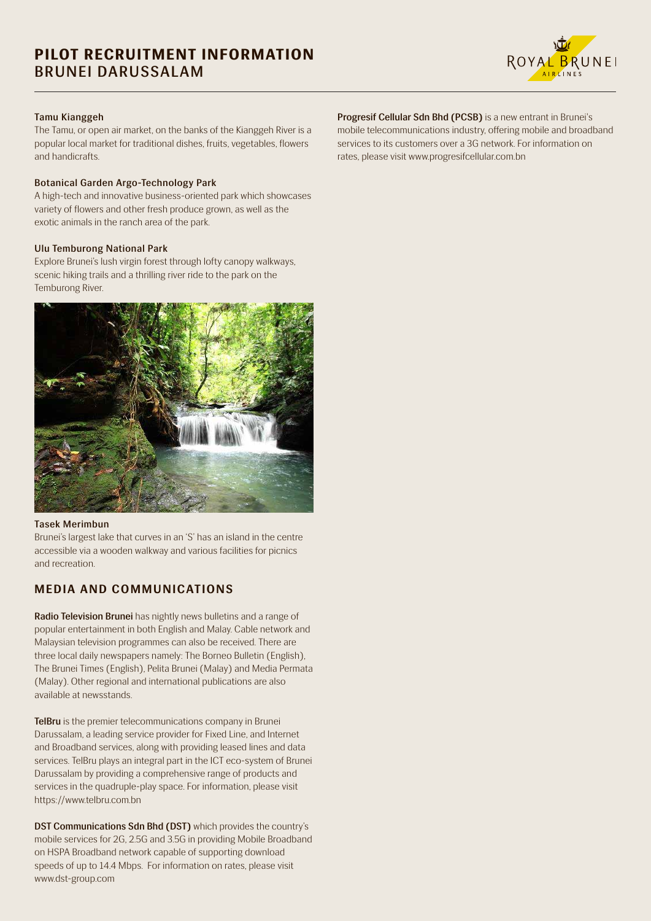#### Tamu Kianggeh

The Tamu, or open air market, on the banks of the Kianggeh River is a popular local market for traditional dishes, fruits, vegetables, flowers and handicrafts.

#### Botanical Garden Argo-Technology Park

A high-tech and innovative business-oriented park which showcases variety of flowers and other fresh produce grown, as well as the exotic animals in the ranch area of the park.

#### Ulu Temburong National Park

Explore Brunei's lush virgin forest through lofty canopy walkways, scenic hiking trails and a thrilling river ride to the park on the Temburong River.

#### Tasek Merimbun

Brunei's largest lake that curves in an 'S' has an island in the centre accessible via a wooden walkway and various facilities for picnics and recreation.

## MEDIA AND COMMUNICATIONS

**Radio Television Brunei** has nightly news bulletins and a range of popular entertainment in both English and Malay. Cable network and Malaysian television programmes can also be received. There are three local daily newspapers namely: The Borneo Bulletin (English), The Brunei Times (English), Pelita Brunei (Malay) and Media Permata (Malay). Other regional and international publications are also available at newsstands.

**TelBru** is the premier telecommunications company in Brunei Darussalam, a leading service provider for Fixed Line, and Internet and Broadband services, along with providing leased lines and data services. TelBru plays an integral part in the ICT eco-system of Brunei Darussalam by providing a comprehensive range of products and services in the quadruple-play space. For information, please visit https://www.telbru.com.bn

**DST Communications Sdn Bhd (DST)** which provides the country's mobile services for 2G, 2.5G and 3.5G in providing Mobile Broadband on HSPA Broadband network capable of supporting download speeds of up to 14.4 Mbps. For information on rates, please visit www.dst-group.com

**Progresif Cellular Sdn Bhd (PCSB)** is a new entrant in Brunei's mobile telecommunications industry, offering mobile and broadband services to its customers over a 3G network. For information on rates, please visit www.progresifcellular.com.bn